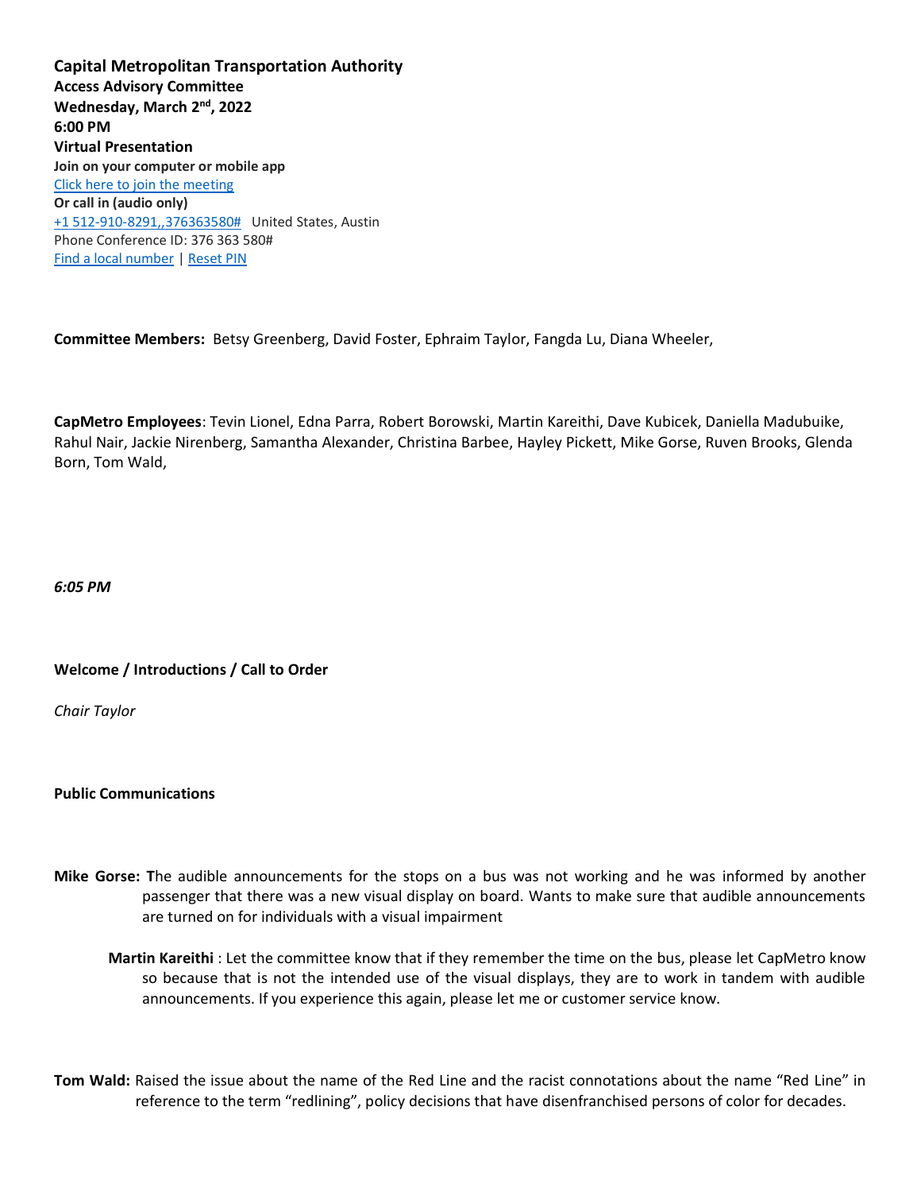**Capital Metropolitan Transportation Authority**
**Access Advisory Committee**
**Wednesday, March 2nd, 2022**
**6:00 PM**
**Virtual Presentation**

**Join on your computer or mobile app**

Click here to join the meeting

**Or call in (audio only)**

+1 512-910-8291,,376363580# United States, Austin

Phone Conference ID: 376 363 580#

Find a local number | Reset PIN

**Committee Members:** Betsy Greenberg, David Foster, Ephraim Taylor, Fangda Lu, Diana Wheeler,

**CapMetro Employees**: Tevin Lionel, Edna Parra, Robert Borowski, Martin Kareithi, Dave Kubicek, Daniella Madubuike, Rahul Nair, Jackie Nirenberg, Samantha Alexander, Christina Barbee, Hayley Pickett, Mike Gorse, Ruven Brooks, Glenda Born, Tom Wald,

*6:05 PM*

**Welcome / Introductions / Call to Order**

*Chair Taylor*

**Public Communications**

**Mike Gorse:** The audible announcements for the stops on a bus was not working and he was informed by another passenger that there was a new visual display on board. Wants to make sure that audible announcements are turned on for individuals with a visual impairment

**Martin Kareithi** : Let the committee know that if they remember the time on the bus, please let CapMetro know so because that is not the intended use of the visual displays, they are to work in tandem with audible announcements. If you experience this again, please let me or customer service know.

**Tom Wald:** Raised the issue about the name of the Red Line and the racist connotations about the name "Red Line" in reference to the term "redlining", policy decisions that have disenfranchised persons of color for decades.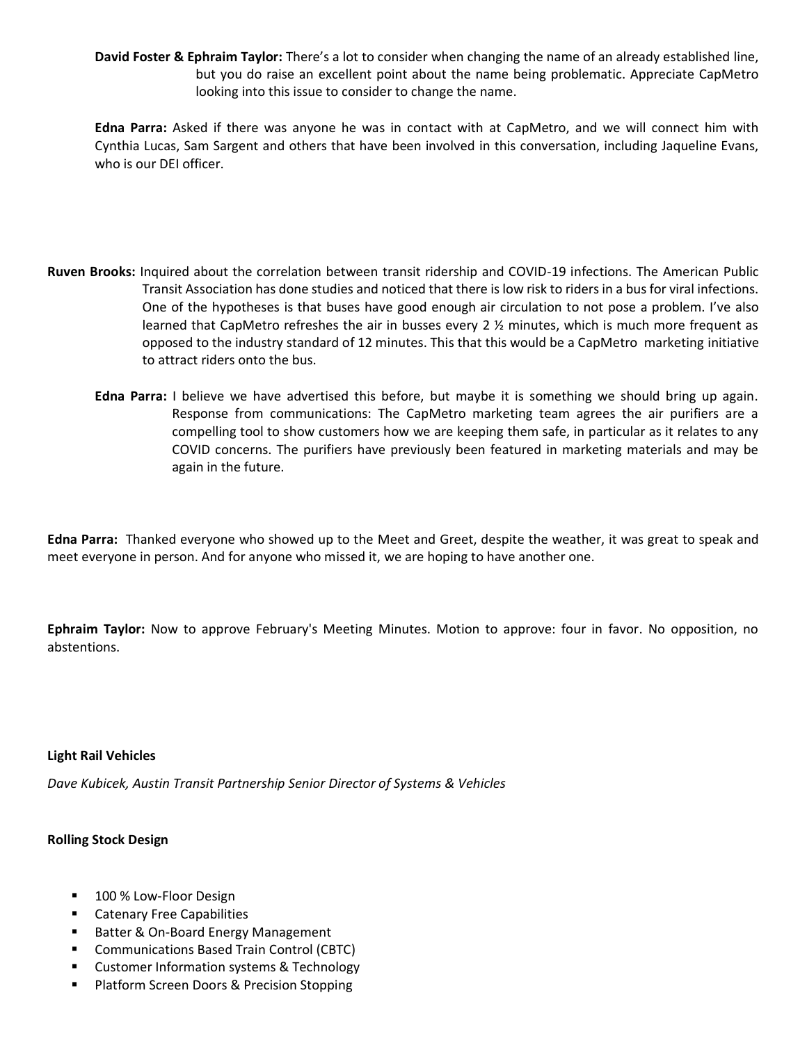**David Foster & Ephraim Taylor:** There's a lot to consider when changing the name of an already established line, but you do raise an excellent point about the name being problematic. Appreciate CapMetro looking into this issue to consider to change the name.

**Edna Parra:** Asked if there was anyone he was in contact with at CapMetro, and we will connect him with Cynthia Lucas, Sam Sargent and others that have been involved in this conversation, including Jaqueline Evans, who is our DEI officer.

**Ruven Brooks:** Inquired about the correlation between transit ridership and COVID-19 infections. The American Public Transit Association has done studies and noticed that there is low risk to riders in a bus for viral infections. One of the hypotheses is that buses have good enough air circulation to not pose a problem. I've also learned that CapMetro refreshes the air in busses every 2 ½ minutes, which is much more frequent as opposed to the industry standard of 12 minutes. This that this would be a CapMetro marketing initiative to attract riders onto the bus.

**Edna Parra:** I believe we have advertised this before, but maybe it is something we should bring up again. Response from communications: The CapMetro marketing team agrees the air purifiers are a compelling tool to show customers how we are keeping them safe, in particular as it relates to any COVID concerns. The purifiers have previously been featured in marketing materials and may be again in the future.

**Edna Parra:** Thanked everyone who showed up to the Meet and Greet, despite the weather, it was great to speak and meet everyone in person. And for anyone who missed it, we are hoping to have another one.

**Ephraim Taylor:** Now to approve February's Meeting Minutes. Motion to approve: four in favor. No opposition, no abstentions.

**Light Rail Vehicles**

*Dave Kubicek, Austin Transit Partnership Senior Director of Systems & Vehicles*

**Rolling Stock Design**

- 100 % Low-Floor Design
- Catenary Free Capabilities
- Batter & On-Board Energy Management
- Communications Based Train Control (CBTC)
- Customer Information systems & Technology
- Platform Screen Doors & Precision Stopping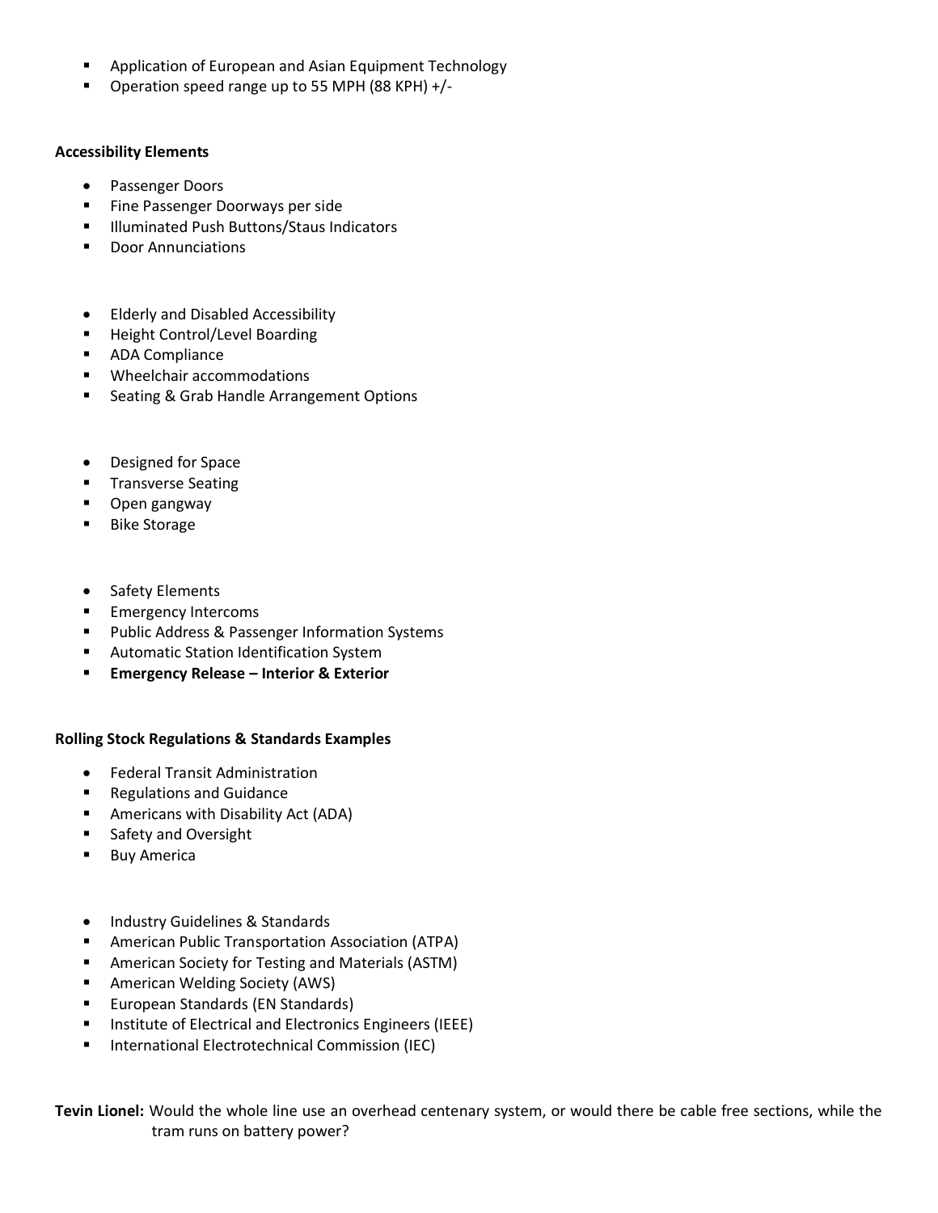- Application of European and Asian Equipment Technology
- Operation speed range up to 55 MPH (88 KPH) +/-

**Accessibility Elements**

- Passenger Doors
- Fine Passenger Doorways per side
- Illuminated Push Buttons/Staus Indicators
- Door Annunciations

- Elderly and Disabled Accessibility
- Height Control/Level Boarding
- ADA Compliance
- Wheelchair accommodations
- Seating & Grab Handle Arrangement Options

- Designed for Space
- Transverse Seating
- Open gangway
- Bike Storage

- Safety Elements
- Emergency Intercoms
- Public Address & Passenger Information Systems
- Automatic Station Identification System
- **Emergency Release – Interior & Exterior**

**Rolling Stock Regulations & Standards Examples**

- Federal Transit Administration
- Regulations and Guidance
- Americans with Disability Act (ADA)
- Safety and Oversight
- Buy America

- Industry Guidelines & Standards
- American Public Transportation Association (ATPA)
- American Society for Testing and Materials (ASTM)
- American Welding Society (AWS)
- European Standards (EN Standards)
- Institute of Electrical and Electronics Engineers (IEEE)
- International Electrotechnical Commission (IEC)

**Tevin Lionel:** Would the whole line use an overhead centenary system, or would there be cable free sections, while the tram runs on battery power?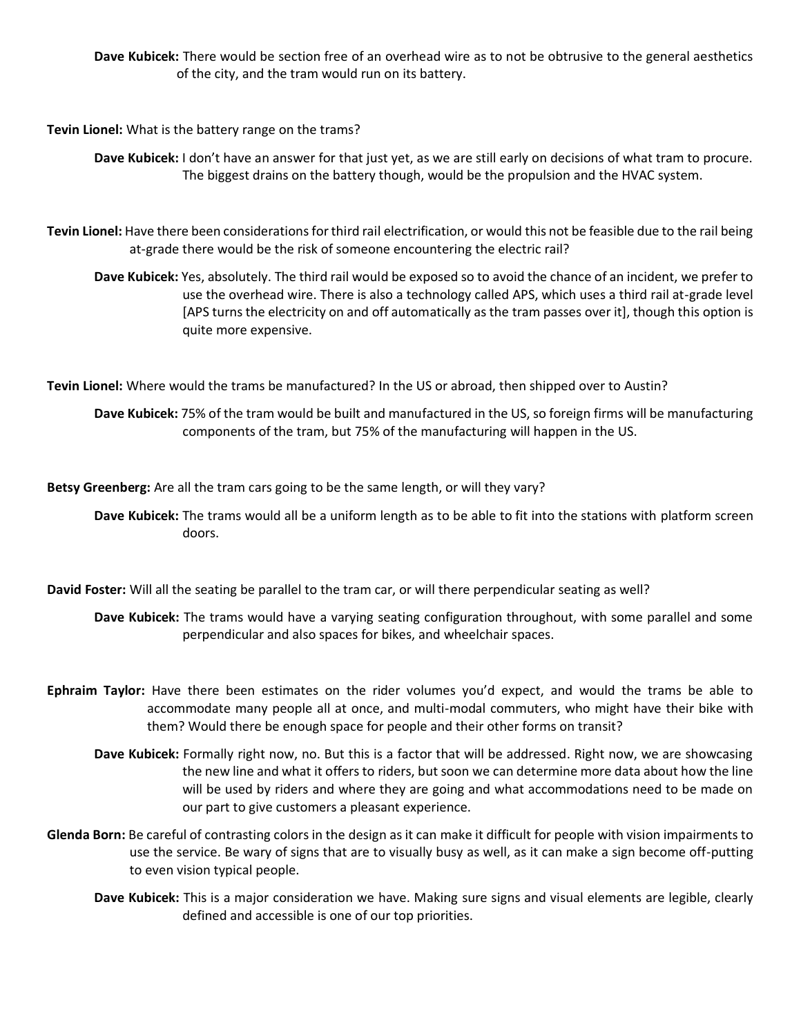**Dave Kubicek:** There would be section free of an overhead wire as to not be obtrusive to the general aesthetics of the city, and the tram would run on its battery.

**Tevin Lionel:** What is the battery range on the trams?

**Dave Kubicek:** I don't have an answer for that just yet, as we are still early on decisions of what tram to procure. The biggest drains on the battery though, would be the propulsion and the HVAC system.

**Tevin Lionel:** Have there been considerations for third rail electrification, or would this not be feasible due to the rail being at-grade there would be the risk of someone encountering the electric rail?

**Dave Kubicek:** Yes, absolutely. The third rail would be exposed so to avoid the chance of an incident, we prefer to use the overhead wire. There is also a technology called APS, which uses a third rail at-grade level [APS turns the electricity on and off automatically as the tram passes over it], though this option is quite more expensive.

**Tevin Lionel:** Where would the trams be manufactured? In the US or abroad, then shipped over to Austin?

**Dave Kubicek:** 75% of the tram would be built and manufactured in the US, so foreign firms will be manufacturing components of the tram, but 75% of the manufacturing will happen in the US.

**Betsy Greenberg:** Are all the tram cars going to be the same length, or will they vary?

**Dave Kubicek:** The trams would all be a uniform length as to be able to fit into the stations with platform screen doors.

**David Foster:** Will all the seating be parallel to the tram car, or will there perpendicular seating as well?

**Dave Kubicek:** The trams would have a varying seating configuration throughout, with some parallel and some perpendicular and also spaces for bikes, and wheelchair spaces.

**Ephraim Taylor:** Have there been estimates on the rider volumes you'd expect, and would the trams be able to accommodate many people all at once, and multi-modal commuters, who might have their bike with them? Would there be enough space for people and their other forms on transit?

**Dave Kubicek:** Formally right now, no. But this is a factor that will be addressed. Right now, we are showcasing the new line and what it offers to riders, but soon we can determine more data about how the line will be used by riders and where they are going and what accommodations need to be made on our part to give customers a pleasant experience.

**Glenda Born:** Be careful of contrasting colors in the design as it can make it difficult for people with vision impairments to use the service. Be wary of signs that are to visually busy as well, as it can make a sign become off-putting to even vision typical people.

**Dave Kubicek:** This is a major consideration we have. Making sure signs and visual elements are legible, clearly defined and accessible is one of our top priorities.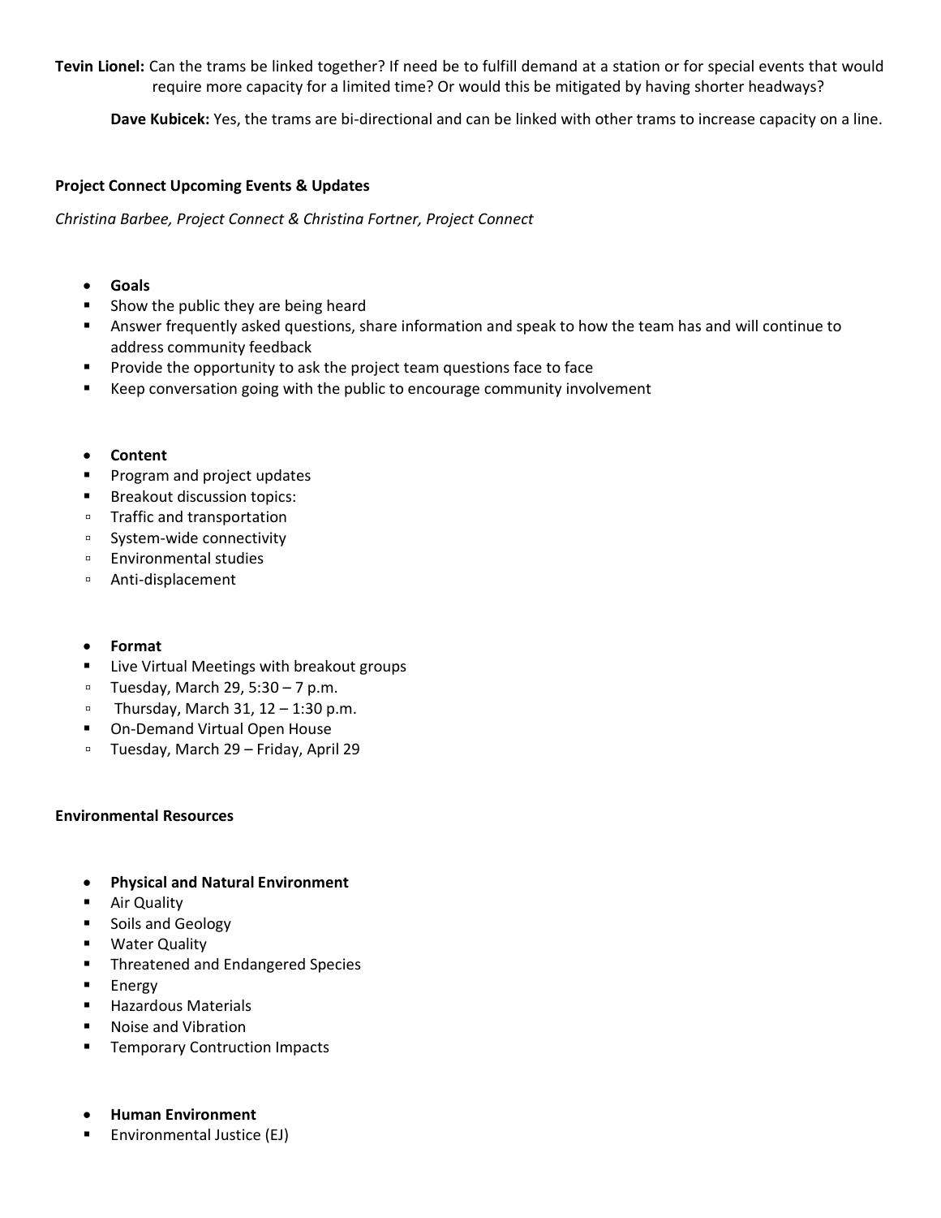**Tevin Lionel:** Can the trams be linked together? If need be to fulfill demand at a station or for special events that would require more capacity for a limited time? Or would this be mitigated by having shorter headways?

**Dave Kubicek:** Yes, the trams are bi-directional and can be linked with other trams to increase capacity on a line.

**Project Connect Upcoming Events & Updates**

*Christina Barbee, Project Connect & Christina Fortner, Project Connect*

- **Goals**
  - Show the public they are being heard
  - Answer frequently asked questions, share information and speak to how the team has and will continue to address community feedback
  - Provide the opportunity to ask the project team questions face to face
  - Keep conversation going with the public to encourage community involvement

- **Content**
  - Program and project updates
  - Breakout discussion topics:
    - Traffic and transportation
    - System-wide connectivity
    - Environmental studies
    - Anti-displacement

- **Format**
  - Live Virtual Meetings with breakout groups
    - Tuesday, March 29, 5:30 – 7 p.m.
    - Thursday, March 31, 12 – 1:30 p.m.
  - On-Demand Virtual Open House
    - Tuesday, March 29 – Friday, April 29

**Environmental Resources**

- **Physical and Natural Environment**
  - Air Quality
  - Soils and Geology
  - Water Quality
  - Threatened and Endangered Species
  - Energy
  - Hazardous Materials
  - Noise and Vibration
  - Temporary Contruction Impacts

- **Human Environment**
  - Environmental Justice (EJ)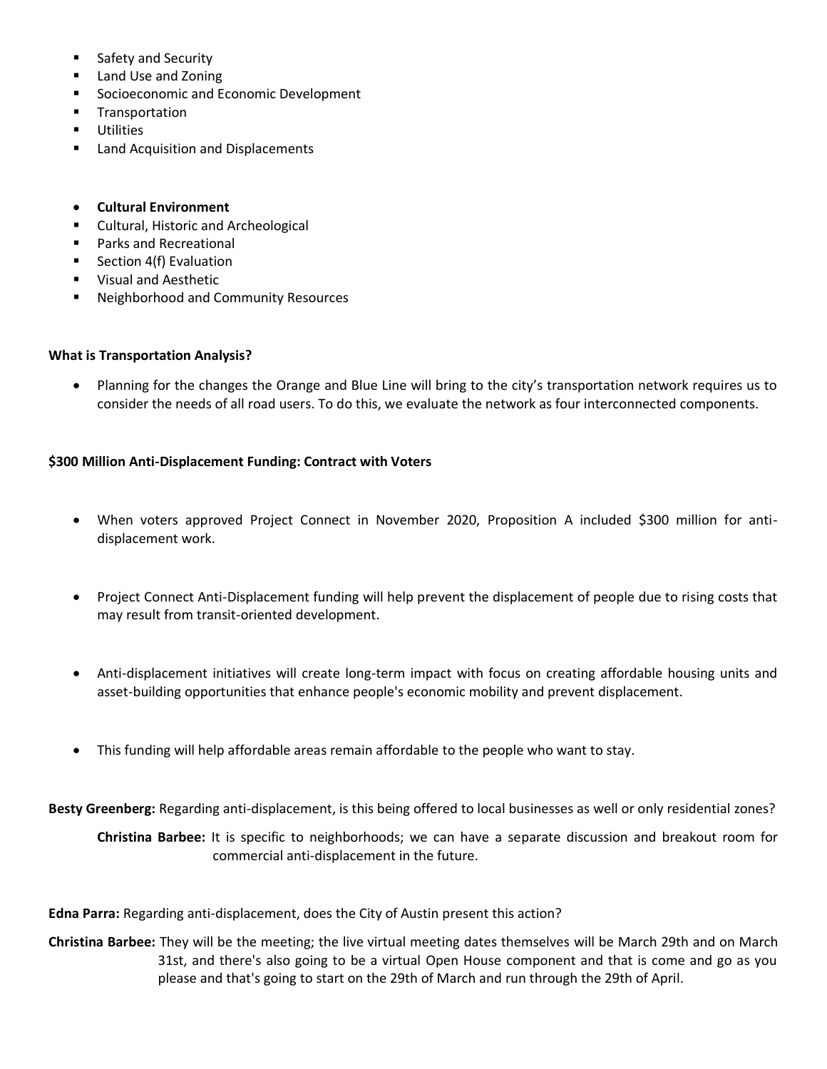- Safety and Security
- Land Use and Zoning
- Socioeconomic and Economic Development
- Transportation
- Utilities
- Land Acquisition and Displacements

- **Cultural Environment**
- Cultural, Historic and Archeological
- Parks and Recreational
- Section 4(f) Evaluation
- Visual and Aesthetic
- Neighborhood and Community Resources

**What is Transportation Analysis?**

- Planning for the changes the Orange and Blue Line will bring to the city's transportation network requires us to consider the needs of all road users. To do this, we evaluate the network as four interconnected components.

**$300 Million Anti-Displacement Funding: Contract with Voters**

- When voters approved Project Connect in November 2020, Proposition A included $300 million for anti-displacement work.

- Project Connect Anti-Displacement funding will help prevent the displacement of people due to rising costs that may result from transit-oriented development.

- Anti-displacement initiatives will create long-term impact with focus on creating affordable housing units and asset-building opportunities that enhance people's economic mobility and prevent displacement.

- This funding will help affordable areas remain affordable to the people who want to stay.

**Besty Greenberg:** Regarding anti-displacement, is this being offered to local businesses as well or only residential zones?

> **Christina Barbee:** It is specific to neighborhoods; we can have a separate discussion and breakout room for commercial anti-displacement in the future.

**Edna Parra:** Regarding anti-displacement, does the City of Austin present this action?

**Christina Barbee:** They will be the meeting; the live virtual meeting dates themselves will be March 29th and on March 31st, and there's also going to be a virtual Open House component and that is come and go as you please and that's going to start on the 29th of March and run through the 29th of April.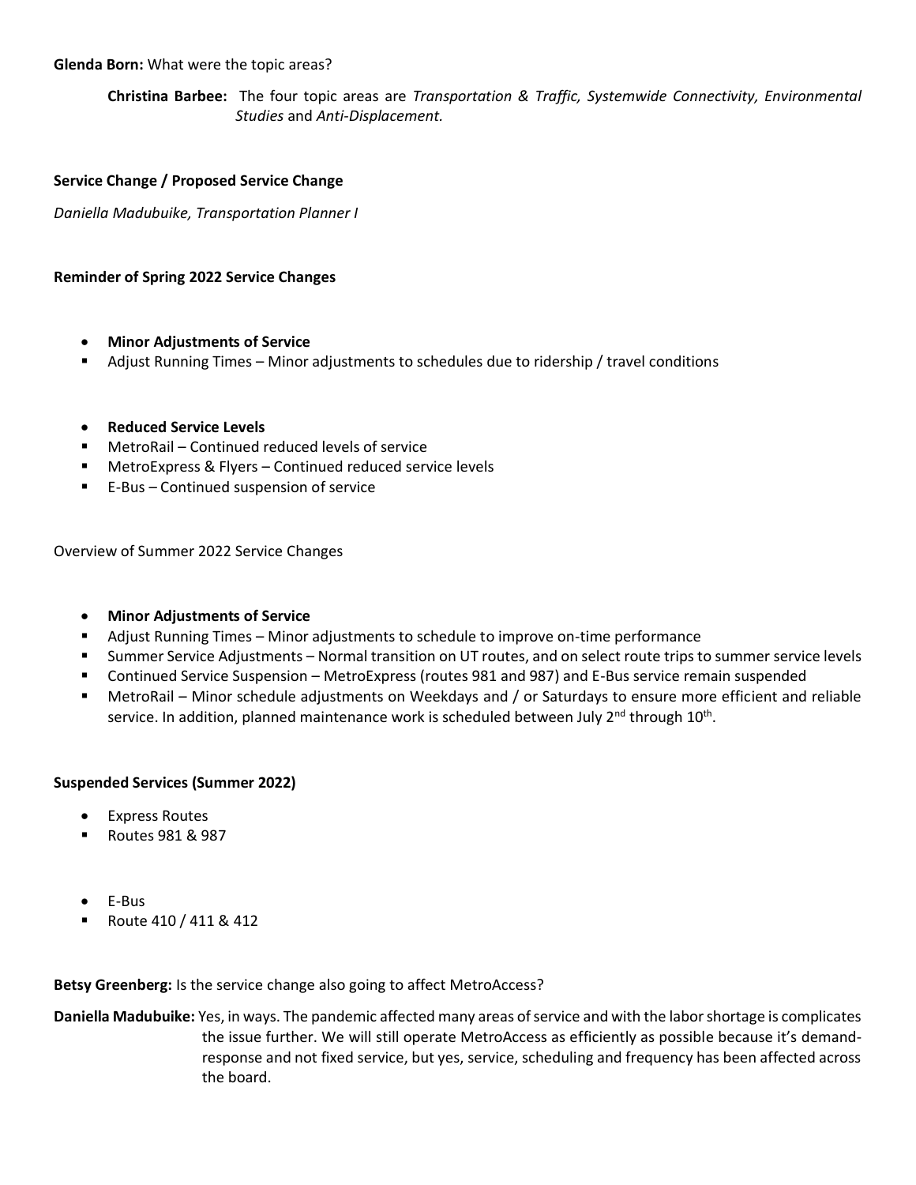**Glenda Born:** What were the topic areas?

> **Christina Barbee:** The four topic areas are *Transportation & Traffic, Systemwide Connectivity, Environmental Studies* and *Anti-Displacement.*

**Service Change / Proposed Service Change**

*Daniella Madubuike, Transportation Planner I*

**Reminder of Spring 2022 Service Changes**

- **Minor Adjustments of Service**
  - Adjust Running Times – Minor adjustments to schedules due to ridership / travel conditions

- **Reduced Service Levels**
  - MetroRail – Continued reduced levels of service
  - MetroExpress & Flyers – Continued reduced service levels
  - E-Bus – Continued suspension of service

Overview of Summer 2022 Service Changes

- **Minor Adjustments of Service**
  - Adjust Running Times – Minor adjustments to schedule to improve on-time performance
  - Summer Service Adjustments – Normal transition on UT routes, and on select route trips to summer service levels
  - Continued Service Suspension – MetroExpress (routes 981 and 987) and E-Bus service remain suspended
  - MetroRail – Minor schedule adjustments on Weekdays and / or Saturdays to ensure more efficient and reliable service. In addition, planned maintenance work is scheduled between July 2nd through 10th.

**Suspended Services (Summer 2022)**

- Express Routes
  - Routes 981 & 987

- E-Bus
  - Route 410 / 411 & 412

**Betsy Greenberg:** Is the service change also going to affect MetroAccess?

**Daniella Madubuike:** Yes, in ways. The pandemic affected many areas of service and with the labor shortage is complicates the issue further. We will still operate MetroAccess as efficiently as possible because it's demand-response and not fixed service, but yes, service, scheduling and frequency has been affected across the board.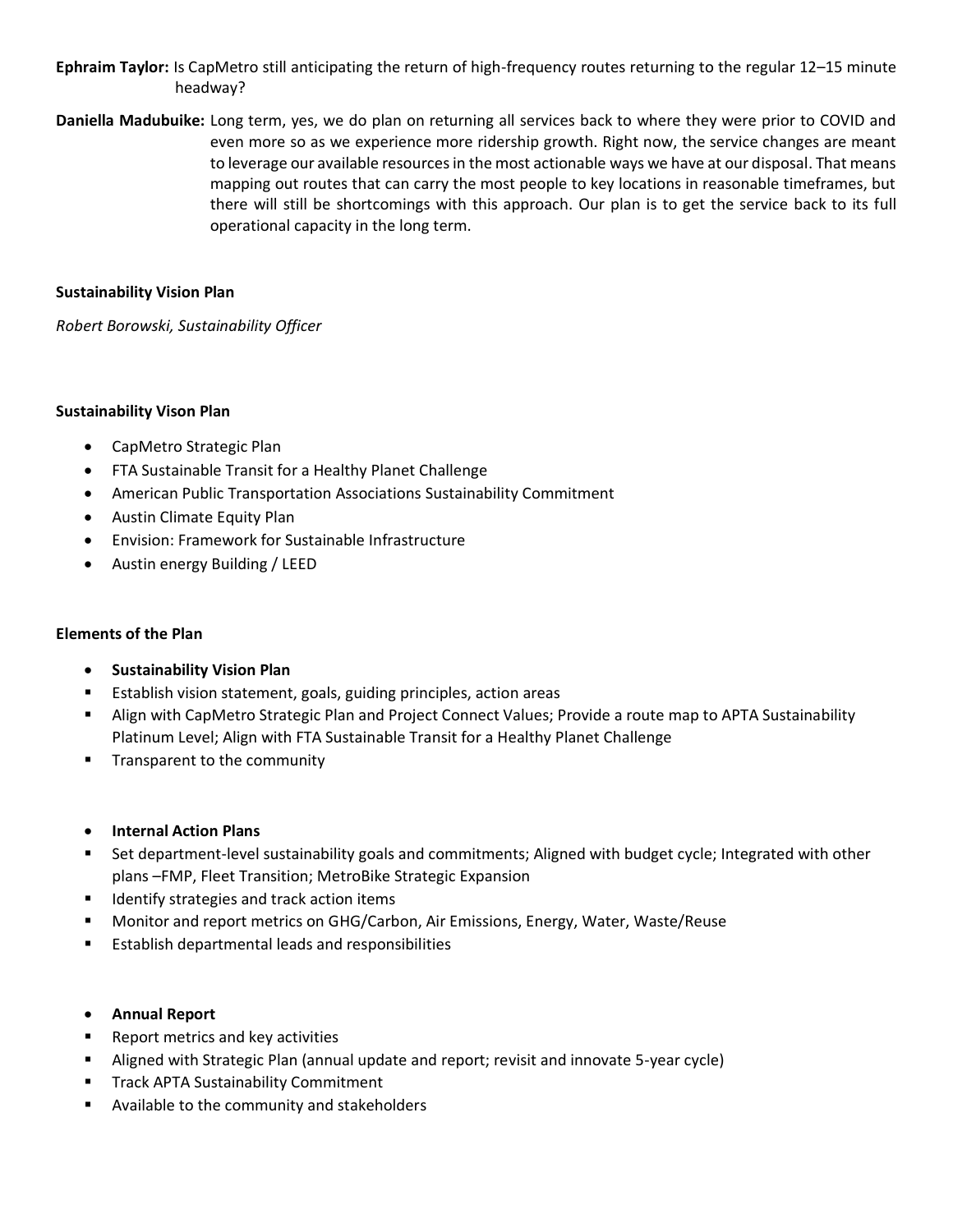**Ephraim Taylor:** Is CapMetro still anticipating the return of high-frequency routes returning to the regular 12–15 minute headway?

**Daniella Madubuike:** Long term, yes, we do plan on returning all services back to where they were prior to COVID and even more so as we experience more ridership growth. Right now, the service changes are meant to leverage our available resources in the most actionable ways we have at our disposal. That means mapping out routes that can carry the most people to key locations in reasonable timeframes, but there will still be shortcomings with this approach. Our plan is to get the service back to its full operational capacity in the long term.

**Sustainability Vision Plan**

*Robert Borowski, Sustainability Officer*

**Sustainability Vison Plan**

- CapMetro Strategic Plan
- FTA Sustainable Transit for a Healthy Planet Challenge
- American Public Transportation Associations Sustainability Commitment
- Austin Climate Equity Plan
- Envision: Framework for Sustainable Infrastructure
- Austin energy Building / LEED

**Elements of the Plan**

- **Sustainability Vision Plan**
  - Establish vision statement, goals, guiding principles, action areas
  - Align with CapMetro Strategic Plan and Project Connect Values; Provide a route map to APTA Sustainability Platinum Level; Align with FTA Sustainable Transit for a Healthy Planet Challenge
  - Transparent to the community

- **Internal Action Plans**
  - Set department-level sustainability goals and commitments; Aligned with budget cycle; Integrated with other plans –FMP, Fleet Transition; MetroBike Strategic Expansion
  - Identify strategies and track action items
  - Monitor and report metrics on GHG/Carbon, Air Emissions, Energy, Water, Waste/Reuse
  - Establish departmental leads and responsibilities

- **Annual Report**
  - Report metrics and key activities
  - Aligned with Strategic Plan (annual update and report; revisit and innovate 5-year cycle)
  - Track APTA Sustainability Commitment
  - Available to the community and stakeholders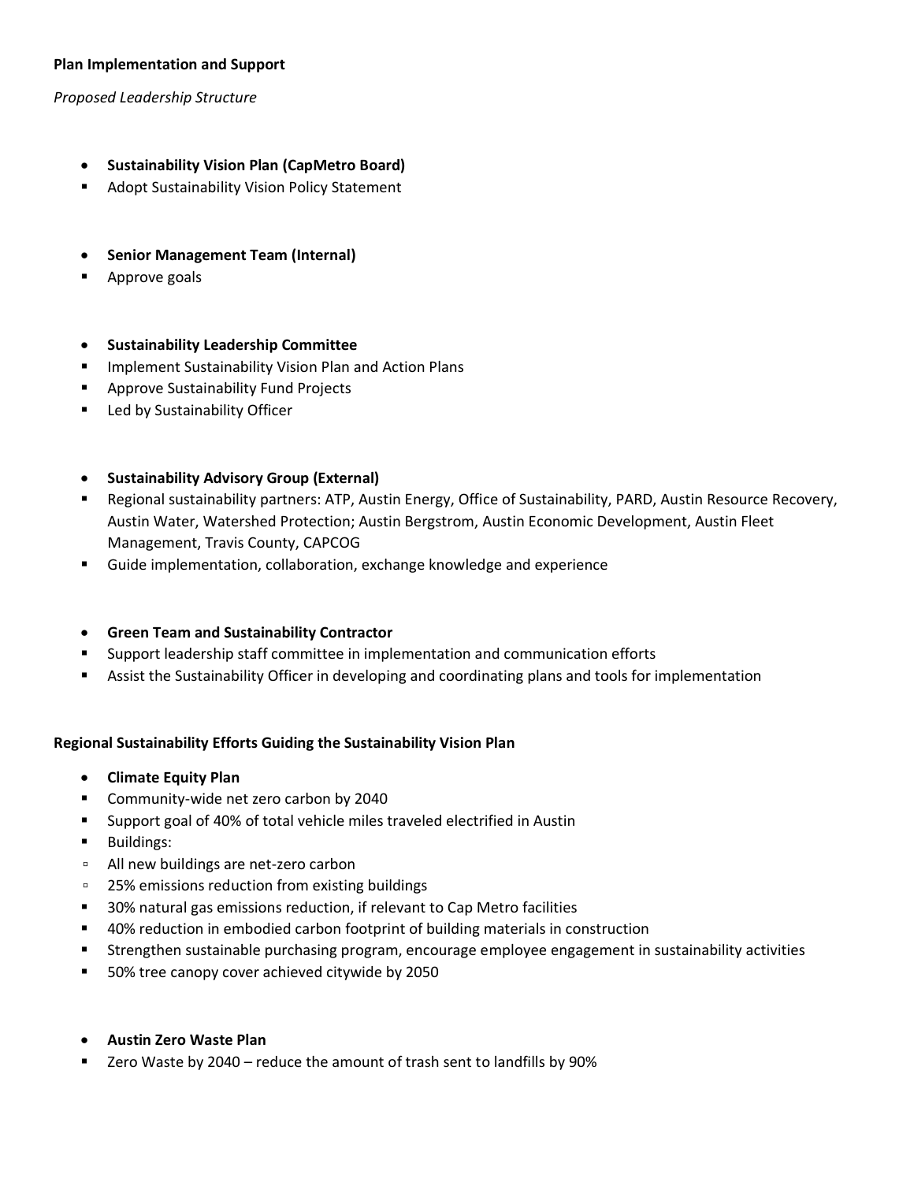**Plan Implementation and Support**

*Proposed Leadership Structure*

- **Sustainability Vision Plan (CapMetro Board)**
  - Adopt Sustainability Vision Policy Statement

- **Senior Management Team (Internal)**
  - Approve goals

- **Sustainability Leadership Committee**
  - Implement Sustainability Vision Plan and Action Plans
  - Approve Sustainability Fund Projects
  - Led by Sustainability Officer

- **Sustainability Advisory Group (External)**
  - Regional sustainability partners: ATP, Austin Energy, Office of Sustainability, PARD, Austin Resource Recovery, Austin Water, Watershed Protection; Austin Bergstrom, Austin Economic Development, Austin Fleet Management, Travis County, CAPCOG
  - Guide implementation, collaboration, exchange knowledge and experience

- **Green Team and Sustainability Contractor**
  - Support leadership staff committee in implementation and communication efforts
  - Assist the Sustainability Officer in developing and coordinating plans and tools for implementation

**Regional Sustainability Efforts Guiding the Sustainability Vision Plan**

- **Climate Equity Plan**
  - Community-wide net zero carbon by 2040
  - Support goal of 40% of total vehicle miles traveled electrified in Austin
  - Buildings:
    - All new buildings are net-zero carbon
    - 25% emissions reduction from existing buildings
  - 30% natural gas emissions reduction, if relevant to Cap Metro facilities
  - 40% reduction in embodied carbon footprint of building materials in construction
  - Strengthen sustainable purchasing program, encourage employee engagement in sustainability activities
  - 50% tree canopy cover achieved citywide by 2050

- **Austin Zero Waste Plan**
  - Zero Waste by 2040 – reduce the amount of trash sent to landfills by 90%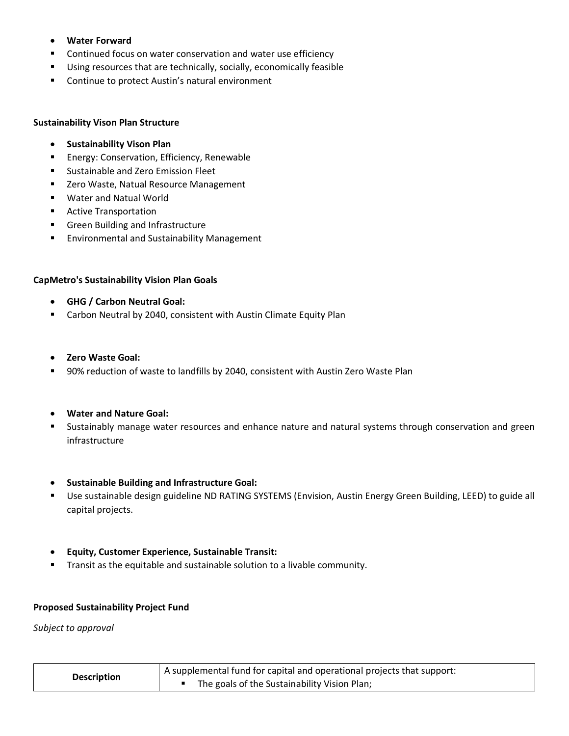- **Water Forward**
  - Continued focus on water conservation and water use efficiency
  - Using resources that are technically, socially, economically feasible
  - Continue to protect Austin's natural environment

**Sustainability Vison Plan Structure**

- **Sustainability Vison Plan**
  - Energy: Conservation, Efficiency, Renewable
  - Sustainable and Zero Emission Fleet
  - Zero Waste, Natual Resource Management
  - Water and Natual World
  - Active Transportation
  - Green Building and Infrastructure
  - Environmental and Sustainability Management

**CapMetro's Sustainability Vision Plan Goals**

- **GHG / Carbon Neutral Goal:**
  - Carbon Neutral by 2040, consistent with Austin Climate Equity Plan

- **Zero Waste Goal:**
  - 90% reduction of waste to landfills by 2040, consistent with Austin Zero Waste Plan

- **Water and Nature Goal:**
  - Sustainably manage water resources and enhance nature and natural systems through conservation and green infrastructure

- **Sustainable Building and Infrastructure Goal:**
  - Use sustainable design guideline ND RATING SYSTEMS (Envision, Austin Energy Green Building, LEED) to guide all capital projects.

- **Equity, Customer Experience, Sustainable Transit:**
  - Transit as the equitable and sustainable solution to a livable community.

**Proposed Sustainability Project Fund**

*Subject to approval*

| **Description** | A supplemental fund for capital and operational projects that support: <br> ▪ The goals of the Sustainability Vision Plan; |
|---|---|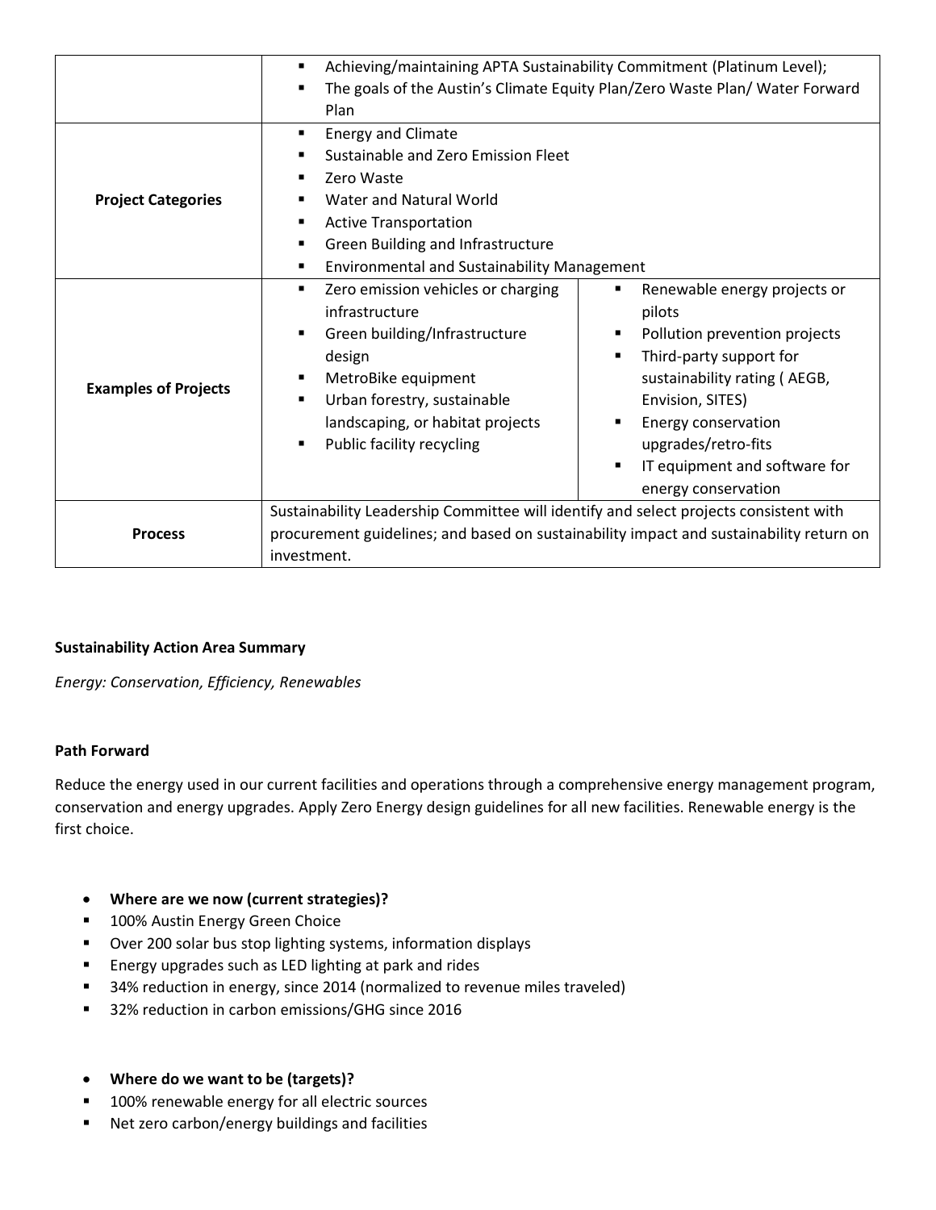| | |
|---|---|
| | ▪ Achieving/maintaining APTA Sustainability Commitment (Platinum Level);<br>▪ The goals of the Austin's Climate Equity Plan/Zero Waste Plan/ Water Forward Plan |
| **Project Categories** | ▪ Energy and Climate<br>▪ Sustainable and Zero Emission Fleet<br>▪ Zero Waste<br>▪ Water and Natural World<br>▪ Active Transportation<br>▪ Green Building and Infrastructure<br>▪ Environmental and Sustainability Management |
| **Examples of Projects** | ▪ Zero emission vehicles or charging infrastructure<br>▪ Green building/Infrastructure design<br>▪ MetroBike equipment<br>▪ Urban forestry, sustainable landscaping, or habitat projects<br>▪ Public facility recycling<br>▪ Renewable energy projects or pilots<br>▪ Pollution prevention projects<br>▪ Third-party support for sustainability rating ( AEGB, Envision, SITES)<br>▪ Energy conservation upgrades/retro-fits<br>▪ IT equipment and software for energy conservation |
| **Process** | Sustainability Leadership Committee will identify and select projects consistent with procurement guidelines; and based on sustainability impact and sustainability return on investment. |

**Sustainability Action Area Summary**

*Energy: Conservation, Efficiency, Renewables*

**Path Forward**

Reduce the energy used in our current facilities and operations through a comprehensive energy management program, conservation and energy upgrades. Apply Zero Energy design guidelines for all new facilities. Renewable energy is the first choice.

- **Where are we now (current strategies)?**
  - 100% Austin Energy Green Choice
  - Over 200 solar bus stop lighting systems, information displays
  - Energy upgrades such as LED lighting at park and rides
  - 34% reduction in energy, since 2014 (normalized to revenue miles traveled)
  - 32% reduction in carbon emissions/GHG since 2016

- **Where do we want to be (targets)?**
  - 100% renewable energy for all electric sources
  - Net zero carbon/energy buildings and facilities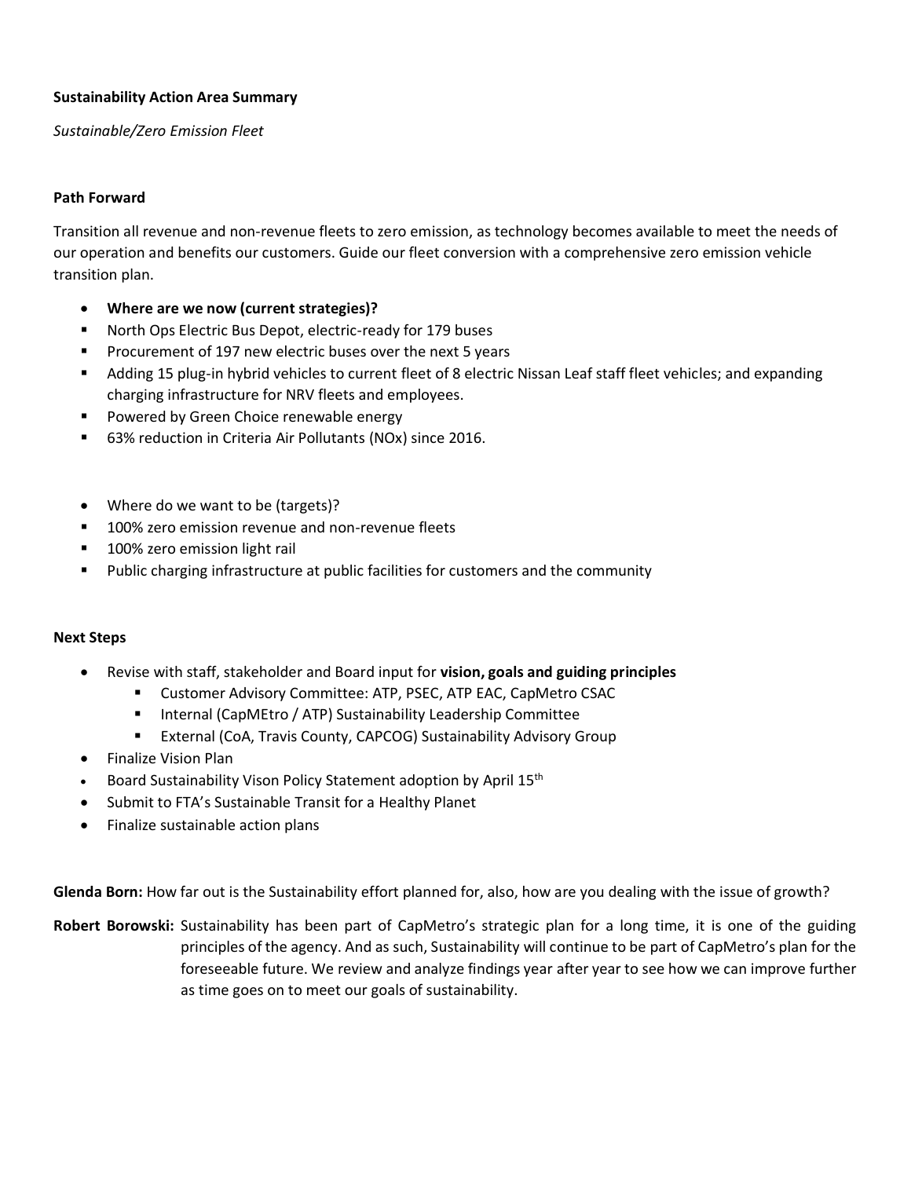**Sustainability Action Area Summary**

*Sustainable/Zero Emission Fleet*

**Path Forward**

Transition all revenue and non-revenue fleets to zero emission, as technology becomes available to meet the needs of our operation and benefits our customers. Guide our fleet conversion with a comprehensive zero emission vehicle transition plan.

- **Where are we now (current strategies)?**
  - North Ops Electric Bus Depot, electric-ready for 179 buses
  - Procurement of 197 new electric buses over the next 5 years
  - Adding 15 plug-in hybrid vehicles to current fleet of 8 electric Nissan Leaf staff fleet vehicles; and expanding charging infrastructure for NRV fleets and employees.
  - Powered by Green Choice renewable energy
  - 63% reduction in Criteria Air Pollutants (NOx) since 2016.

- Where do we want to be (targets)?
  - 100% zero emission revenue and non-revenue fleets
  - 100% zero emission light rail
  - Public charging infrastructure at public facilities for customers and the community

**Next Steps**

- Revise with staff, stakeholder and Board input for **vision, goals and guiding principles**
  - Customer Advisory Committee: ATP, PSEC, ATP EAC, CapMetro CSAC
  - Internal (CapMEtro / ATP) Sustainability Leadership Committee
  - External (CoA, Travis County, CAPCOG) Sustainability Advisory Group
- Finalize Vision Plan
- Board Sustainability Vison Policy Statement adoption by April 15th
- Submit to FTA's Sustainable Transit for a Healthy Planet
- Finalize sustainable action plans

**Glenda Born:** How far out is the Sustainability effort planned for, also, how are you dealing with the issue of growth?

**Robert Borowski:** Sustainability has been part of CapMetro's strategic plan for a long time, it is one of the guiding principles of the agency. And as such, Sustainability will continue to be part of CapMetro's plan for the foreseeable future. We review and analyze findings year after year to see how we can improve further as time goes on to meet our goals of sustainability.